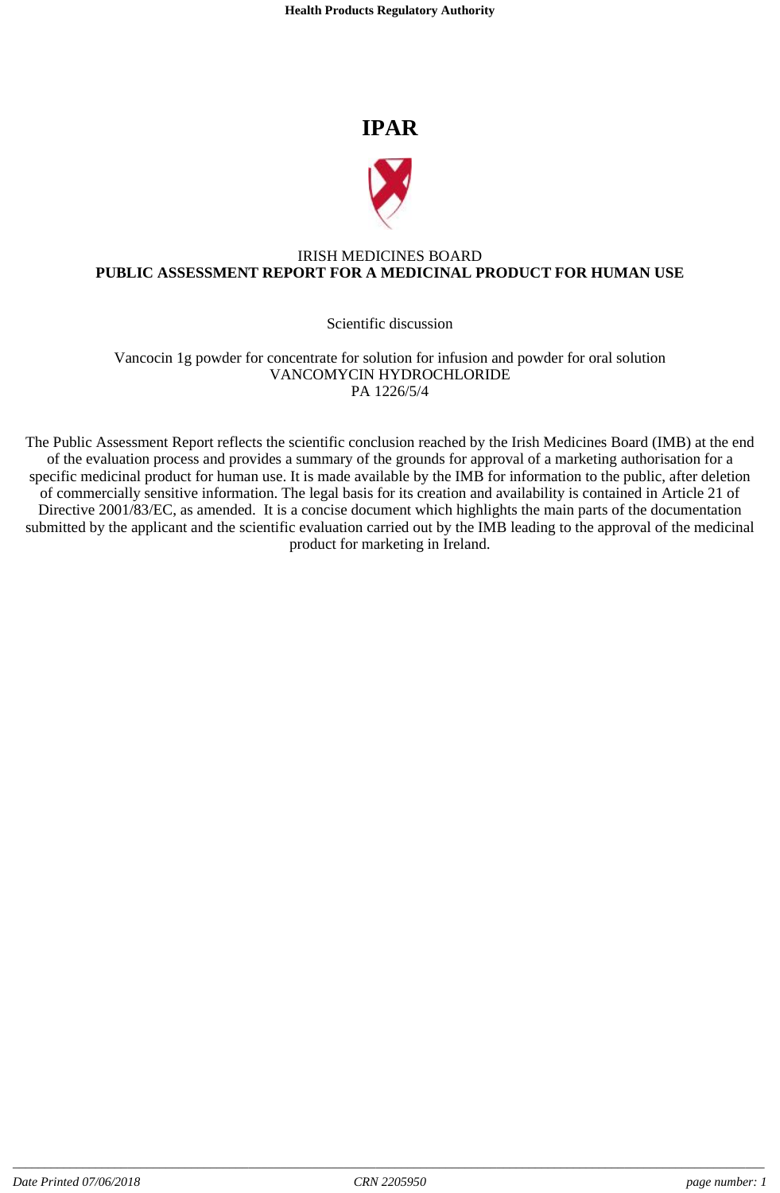# IPAR

IRISH MEDICINES BOARD
**PUBLIC ASSESSMENT REPORT FOR A MEDICINAL PRODUCT FOR HUMAN USE**

Scientific discussion

Vancocin 1g powder for concentrate for solution for infusion and powder for oral solution
VANCOMYCIN HYDROCHLORIDE
PA 1226/5/4

The Public Assessment Report reflects the scientific conclusion reached by the Irish Medicines Board (IMB) at the end of the evaluation process and provides a summary of the grounds for approval of a marketing authorisation for a specific medicinal product for human use. It is made available by the IMB for information to the public, after deletion of commercially sensitive information. The legal basis for its creation and availability is contained in Article 21 of Directive 2001/83/EC, as amended. It is a concise document which highlights the main parts of the documentation submitted by the applicant and the scientific evaluation carried out by the IMB leading to the approval of the medicinal product for marketing in Ireland.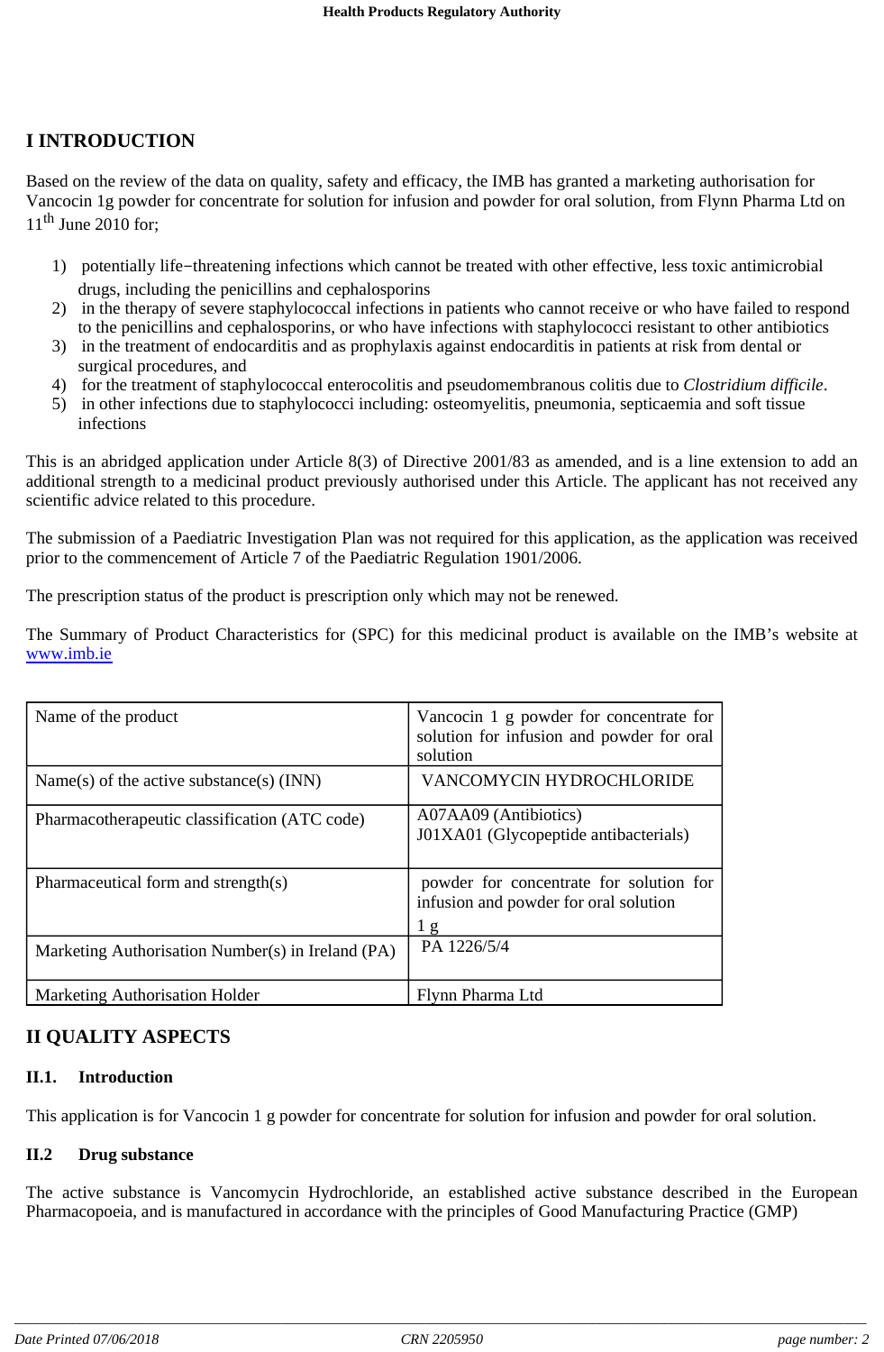# I INTRODUCTION

Based on the review of the data on quality, safety and efficacy, the IMB has granted a marketing authorisation for Vancocin 1g powder for concentrate for solution for infusion and powder for oral solution, from Flynn Pharma Ltd on 11th June 2010 for;

1) potentially life−threatening infections which cannot be treated with other effective, less toxic antimicrobial drugs, including the penicillins and cephalosporins
2) in the therapy of severe staphylococcal infections in patients who cannot receive or who have failed to respond to the penicillins and cephalosporins, or who have infections with staphylococci resistant to other antibiotics
3) in the treatment of endocarditis and as prophylaxis against endocarditis in patients at risk from dental or surgical procedures, and
4) for the treatment of staphylococcal enterocolitis and pseudomembranous colitis due to *Clostridium difficile*.
5) in other infections due to staphylococci including: osteomyelitis, pneumonia, septicaemia and soft tissue infections

This is an abridged application under Article 8(3) of Directive 2001/83 as amended, and is a line extension to add an additional strength to a medicinal product previously authorised under this Article. The applicant has not received any scientific advice related to this procedure.

The submission of a Paediatric Investigation Plan was not required for this application, as the application was received prior to the commencement of Article 7 of the Paediatric Regulation 1901/2006.

The prescription status of the product is prescription only which may not be renewed.

The Summary of Product Characteristics for (SPC) for this medicinal product is available on the IMB's website at www.imb.ie

| | |
|---|---|
| Name of the product | Vancocin 1 g powder for concentrate for solution for infusion and powder for oral solution |
| Name(s) of the active substance(s) (INN) | VANCOMYCIN HYDROCHLORIDE |
| Pharmacotherapeutic classification (ATC code) | A07AA09 (Antibiotics)<br>J01XA01 (Glycopeptide antibacterials) |
| Pharmaceutical form and strength(s) | powder for concentrate for solution for infusion and powder for oral solution<br>1 g |
| Marketing Authorisation Number(s) in Ireland (PA) | PA 1226/5/4 |
| Marketing Authorisation Holder | Flynn Pharma Ltd |

# II QUALITY ASPECTS

## II.1. Introduction

This application is for Vancocin 1 g powder for concentrate for solution for infusion and powder for oral solution.

## II.2 Drug substance

The active substance is Vancomycin Hydrochloride, an established active substance described in the European Pharmacopoeia, and is manufactured in accordance with the principles of Good Manufacturing Practice (GMP)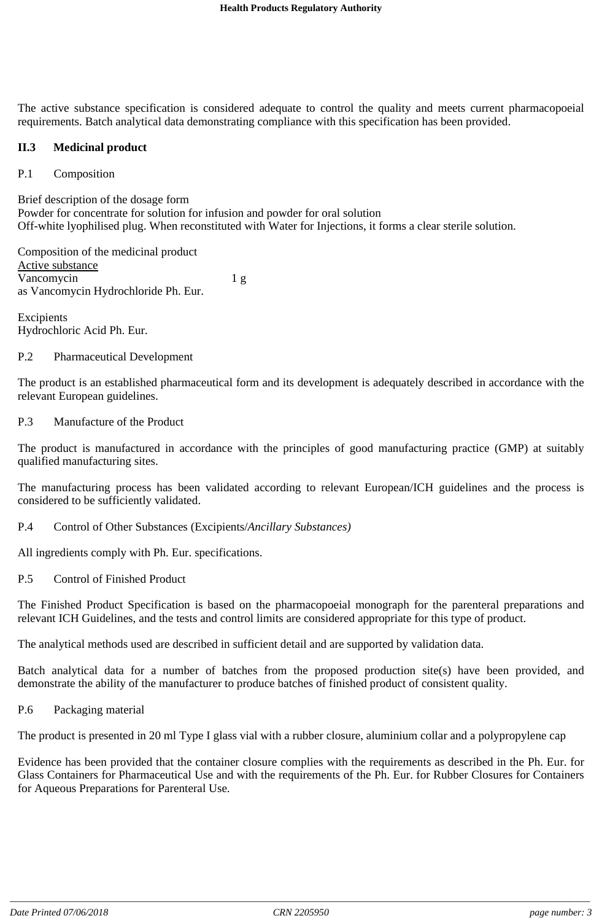The active substance specification is considered adequate to control the quality and meets current pharmacopoeial requirements. Batch analytical data demonstrating compliance with this specification has been provided.

## II.3 Medicinal product

P.1 Composition

Brief description of the dosage form
Powder for concentrate for solution for infusion and powder for oral solution
Off-white lyophilised plug. When reconstituted with Water for Injections, it forms a clear sterile solution.

Composition of the medicinal product
Active substance
Vancomycin 1 g
as Vancomycin Hydrochloride Ph. Eur.

Excipients
Hydrochloric Acid Ph. Eur.

P.2 Pharmaceutical Development

The product is an established pharmaceutical form and its development is adequately described in accordance with the relevant European guidelines.

P.3 Manufacture of the Product

The product is manufactured in accordance with the principles of good manufacturing practice (GMP) at suitably qualified manufacturing sites.

The manufacturing process has been validated according to relevant European/ICH guidelines and the process is considered to be sufficiently validated.

P.4 Control of Other Substances (Excipients/*Ancillary Substances)*

All ingredients comply with Ph. Eur. specifications.

P.5 Control of Finished Product

The Finished Product Specification is based on the pharmacopoeial monograph for the parenteral preparations and relevant ICH Guidelines, and the tests and control limits are considered appropriate for this type of product.

The analytical methods used are described in sufficient detail and are supported by validation data.

Batch analytical data for a number of batches from the proposed production site(s) have been provided, and demonstrate the ability of the manufacturer to produce batches of finished product of consistent quality.

P.6 Packaging material

The product is presented in 20 ml Type I glass vial with a rubber closure, aluminium collar and a polypropylene cap

Evidence has been provided that the container closure complies with the requirements as described in the Ph. Eur. for Glass Containers for Pharmaceutical Use and with the requirements of the Ph. Eur. for Rubber Closures for Containers for Aqueous Preparations for Parenteral Use.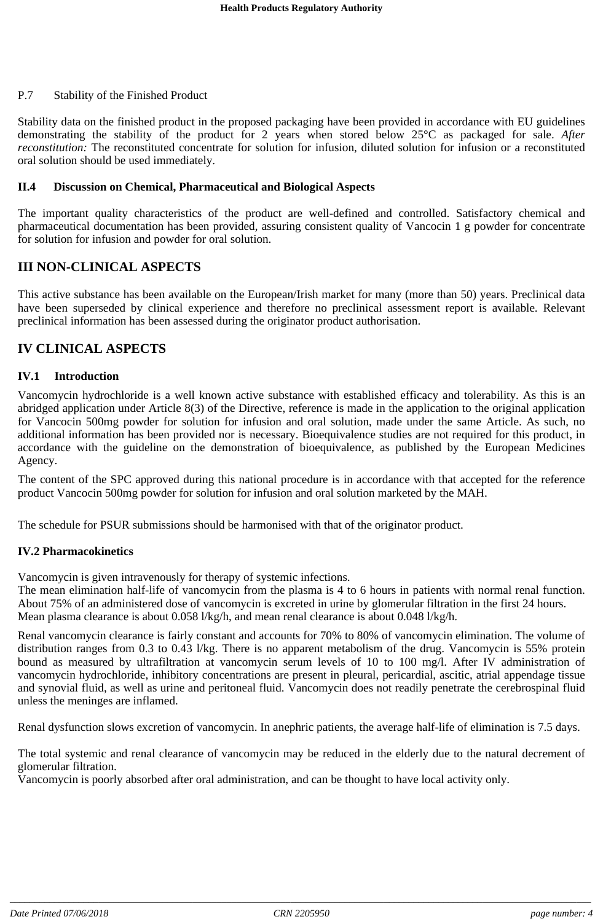P.7 Stability of the Finished Product

Stability data on the finished product in the proposed packaging have been provided in accordance with EU guidelines demonstrating the stability of the product for 2 years when stored below 25°C as packaged for sale. *After reconstitution:* The reconstituted concentrate for solution for infusion, diluted solution for infusion or a reconstituted oral solution should be used immediately.

### II.4 Discussion on Chemical, Pharmaceutical and Biological Aspects

The important quality characteristics of the product are well-defined and controlled. Satisfactory chemical and pharmaceutical documentation has been provided, assuring consistent quality of Vancocin 1 g powder for concentrate for solution for infusion and powder for oral solution.

## III NON-CLINICAL ASPECTS

This active substance has been available on the European/Irish market for many (more than 50) years. Preclinical data have been superseded by clinical experience and therefore no preclinical assessment report is available. Relevant preclinical information has been assessed during the originator product authorisation.

## IV CLINICAL ASPECTS

### IV.1 Introduction

Vancomycin hydrochloride is a well known active substance with established efficacy and tolerability. As this is an abridged application under Article 8(3) of the Directive, reference is made in the application to the original application for Vancocin 500mg powder for solution for infusion and oral solution, made under the same Article. As such, no additional information has been provided nor is necessary. Bioequivalence studies are not required for this product, in accordance with the guideline on the demonstration of bioequivalence, as published by the European Medicines Agency.

The content of the SPC approved during this national procedure is in accordance with that accepted for the reference product Vancocin 500mg powder for solution for infusion and oral solution marketed by the MAH.

The schedule for PSUR submissions should be harmonised with that of the originator product.

### IV.2 Pharmacokinetics

Vancomycin is given intravenously for therapy of systemic infections.
The mean elimination half-life of vancomycin from the plasma is 4 to 6 hours in patients with normal renal function. About 75% of an administered dose of vancomycin is excreted in urine by glomerular filtration in the first 24 hours. Mean plasma clearance is about 0.058 l/kg/h, and mean renal clearance is about 0.048 l/kg/h.

Renal vancomycin clearance is fairly constant and accounts for 70% to 80% of vancomycin elimination. The volume of distribution ranges from 0.3 to 0.43 l/kg. There is no apparent metabolism of the drug. Vancomycin is 55% protein bound as measured by ultrafiltration at vancomycin serum levels of 10 to 100 mg/l. After IV administration of vancomycin hydrochloride, inhibitory concentrations are present in pleural, pericardial, ascitic, atrial appendage tissue and synovial fluid, as well as urine and peritoneal fluid. Vancomycin does not readily penetrate the cerebrospinal fluid unless the meninges are inflamed.

Renal dysfunction slows excretion of vancomycin. In anephric patients, the average half-life of elimination is 7.5 days.

The total systemic and renal clearance of vancomycin may be reduced in the elderly due to the natural decrement of glomerular filtration.
Vancomycin is poorly absorbed after oral administration, and can be thought to have local activity only.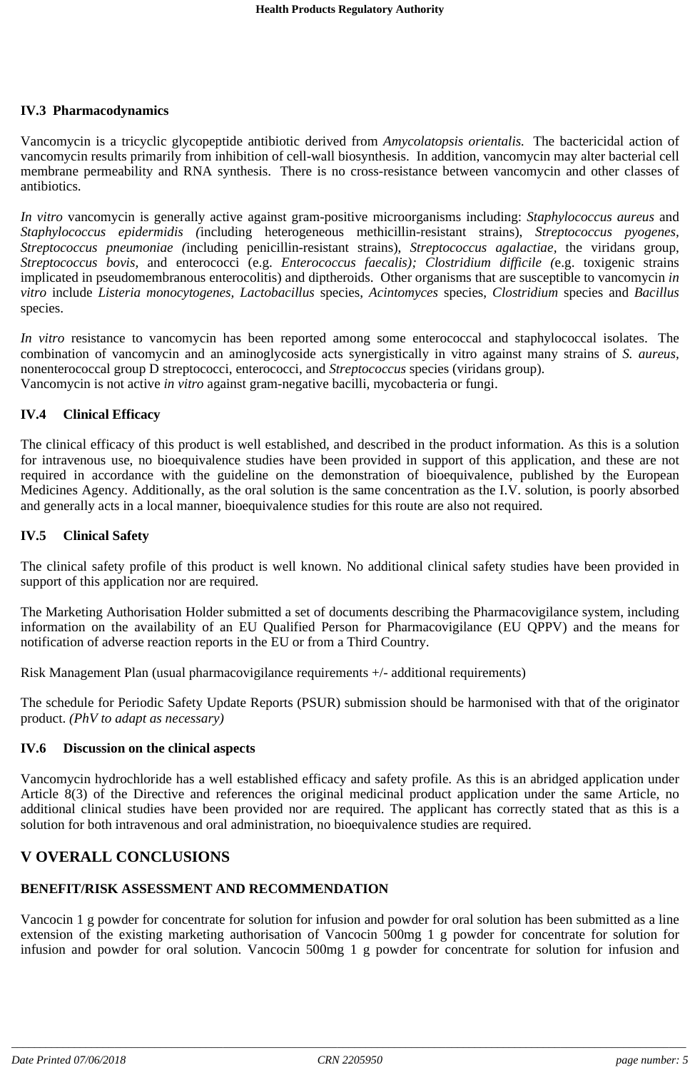### IV.3 Pharmacodynamics

Vancomycin is a tricyclic glycopeptide antibiotic derived from *Amycolatopsis orientalis.* The bactericidal action of vancomycin results primarily from inhibition of cell-wall biosynthesis. In addition, vancomycin may alter bacterial cell membrane permeability and RNA synthesis. There is no cross-resistance between vancomycin and other classes of antibiotics.

*In vitro* vancomycin is generally active against gram-positive microorganisms including: *Staphylococcus aureus* and *Staphylococcus epidermidis (*including heterogeneous methicillin-resistant strains), *Streptococcus pyogenes, Streptococcus pneumoniae (*including penicillin-resistant strains), *Streptococcus agalactiae,* the viridans group, *Streptococcus bovis,* and enterococci (e.g. *Enterococcus faecalis); Clostridium difficile (*e.g. toxigenic strains implicated in pseudomembranous enterocolitis) and diptheroids. Other organisms that are susceptible to vancomycin *in vitro* include *Listeria monocytogenes, Lactobacillus* species, *Acintomyces* species, *Clostridium* species and *Bacillus* species.

*In vitro* resistance to vancomycin has been reported among some enterococcal and staphylococcal isolates. The combination of vancomycin and an aminoglycoside acts synergistically in vitro against many strains of *S. aureus,* nonenterococcal group D streptococci, enterococci, and *Streptococcus* species (viridans group).
Vancomycin is not active *in vitro* against gram-negative bacilli, mycobacteria or fungi.

### IV.4 Clinical Efficacy

The clinical efficacy of this product is well established, and described in the product information. As this is a solution for intravenous use, no bioequivalence studies have been provided in support of this application, and these are not required in accordance with the guideline on the demonstration of bioequivalence, published by the European Medicines Agency. Additionally, as the oral solution is the same concentration as the I.V. solution, is poorly absorbed and generally acts in a local manner, bioequivalence studies for this route are also not required.

### IV.5 Clinical Safety

The clinical safety profile of this product is well known. No additional clinical safety studies have been provided in support of this application nor are required.

The Marketing Authorisation Holder submitted a set of documents describing the Pharmacovigilance system, including information on the availability of an EU Qualified Person for Pharmacovigilance (EU QPPV) and the means for notification of adverse reaction reports in the EU or from a Third Country.

Risk Management Plan (usual pharmacovigilance requirements +/- additional requirements)

The schedule for Periodic Safety Update Reports (PSUR) submission should be harmonised with that of the originator product. *(PhV to adapt as necessary)*

### IV.6 Discussion on the clinical aspects

Vancomycin hydrochloride has a well established efficacy and safety profile. As this is an abridged application under Article 8(3) of the Directive and references the original medicinal product application under the same Article, no additional clinical studies have been provided nor are required. The applicant has correctly stated that as this is a solution for both intravenous and oral administration, no bioequivalence studies are required.

## V OVERALL CONCLUSIONS

### BENEFIT/RISK ASSESSMENT AND RECOMMENDATION

Vancocin 1 g powder for concentrate for solution for infusion and powder for oral solution has been submitted as a line extension of the existing marketing authorisation of Vancocin 500mg 1 g powder for concentrate for solution for infusion and powder for oral solution. Vancocin 500mg 1 g powder for concentrate for solution for infusion and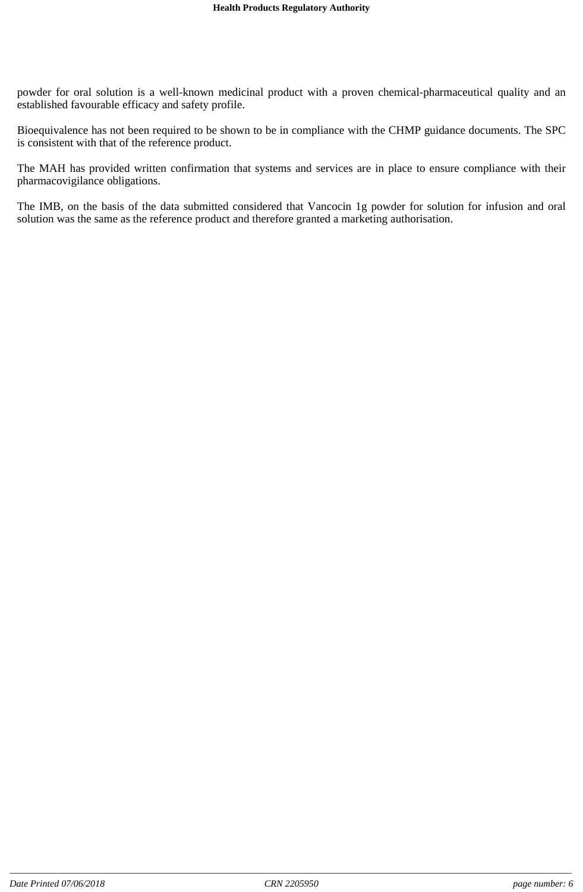powder for oral solution is a well-known medicinal product with a proven chemical-pharmaceutical quality and an established favourable efficacy and safety profile.

Bioequivalence has not been required to be shown to be in compliance with the CHMP guidance documents. The SPC is consistent with that of the reference product.

The MAH has provided written confirmation that systems and services are in place to ensure compliance with their pharmacovigilance obligations.

The IMB, on the basis of the data submitted considered that Vancocin 1g powder for solution for infusion and oral solution was the same as the reference product and therefore granted a marketing authorisation.